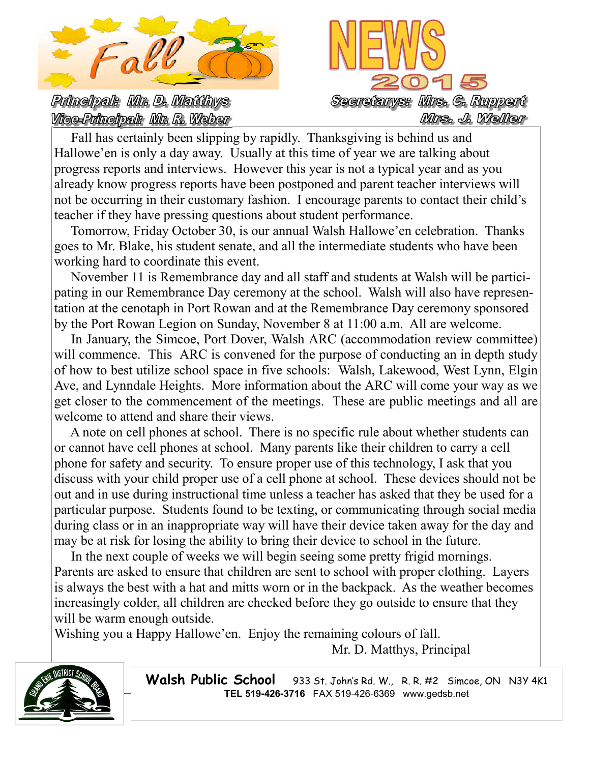# Fall NEWS 2015

**Principal: Mr. D. Matthys**
**Vice-Principal: Mr. R. Weber**

**Secretarys: Mrs. C. Ruppert**
**Mrs. J. Weller**

Fall has certainly been slipping by rapidly. Thanksgiving is behind us and Hallowe'en is only a day away. Usually at this time of year we are talking about progress reports and interviews. However this year is not a typical year and as you already know progress reports have been postponed and parent teacher interviews will not be occurring in their customary fashion. I encourage parents to contact their child's teacher if they have pressing questions about student performance.

Tomorrow, Friday October 30, is our annual Walsh Hallowe'en celebration. Thanks goes to Mr. Blake, his student senate, and all the intermediate students who have been working hard to coordinate this event.

November 11 is Remembrance day and all staff and students at Walsh will be participating in our Remembrance Day ceremony at the school. Walsh will also have representation at the cenotaph in Port Rowan and at the Remembrance Day ceremony sponsored by the Port Rowan Legion on Sunday, November 8 at 11:00 a.m. All are welcome.

In January, the Simcoe, Port Dover, Walsh ARC (accommodation review committee) will commence. This ARC is convened for the purpose of conducting an in depth study of how to best utilize school space in five schools: Walsh, Lakewood, West Lynn, Elgin Ave, and Lynndale Heights. More information about the ARC will come your way as we get closer to the commencement of the meetings. These are public meetings and all are welcome to attend and share their views.

A note on cell phones at school. There is no specific rule about whether students can or cannot have cell phones at school. Many parents like their children to carry a cell phone for safety and security. To ensure proper use of this technology, I ask that you discuss with your child proper use of a cell phone at school. These devices should not be out and in use during instructional time unless a teacher has asked that they be used for a particular purpose. Students found to be texting, or communicating through social media during class or in an inappropriate way will have their device taken away for the day and may be at risk for losing the ability to bring their device to school in the future.

In the next couple of weeks we will begin seeing some pretty frigid mornings. Parents are asked to ensure that children are sent to school with proper clothing. Layers is always the best with a hat and mitts worn or in the backpack. As the weather becomes increasingly colder, all children are checked before they go outside to ensure that they will be warm enough outside.

Wishing you a Happy Hallowe'en. Enjoy the remaining colours of fall.

Mr. D. Matthys, Principal

**Walsh Public School** 933 St. John's Rd. W., R. R. #2 Simcoe, ON N3Y 4K1
**TEL 519-426-3716** FAX 519-426-6369 www.gedsb.net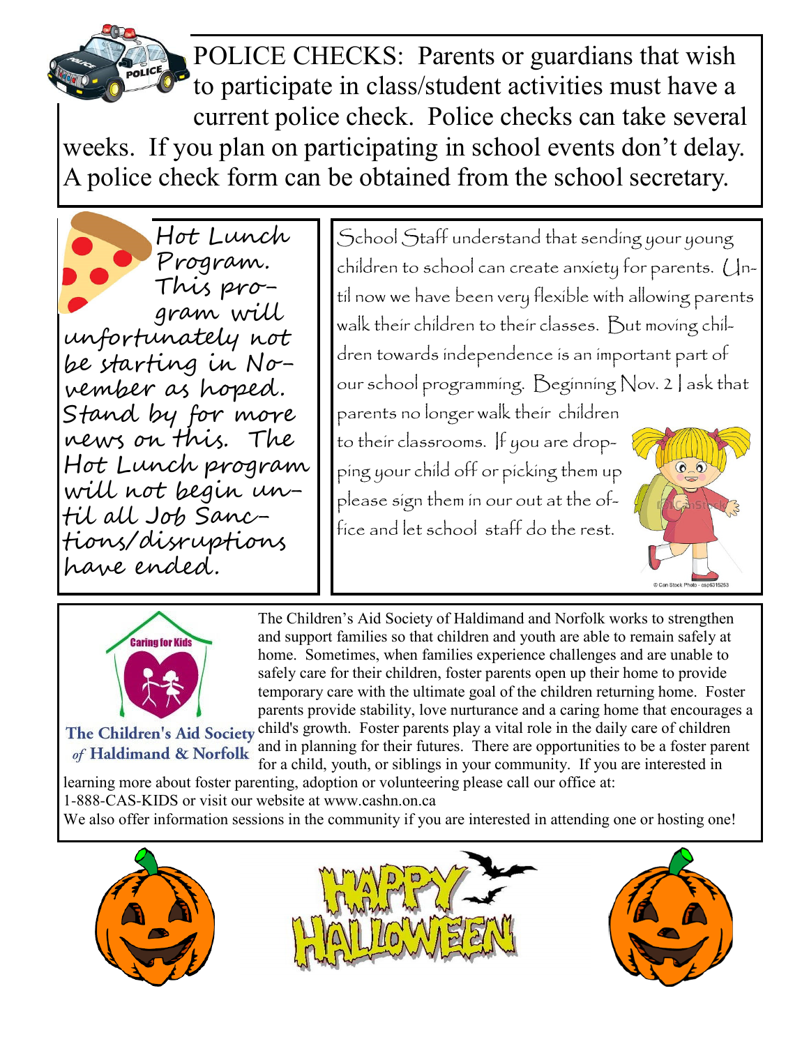POLICE CHECKS: Parents or guardians that wish to participate in class/student activities must have a current police check. Police checks can take several weeks. If you plan on participating in school events don't delay. A police check form can be obtained from the school secretary.

Hot Lunch Program. This program will unfortunately not be starting in November as hoped. Stand by for more news on this. The Hot Lunch program will not begin until all Job Sanctions/disruptions have ended.

School Staff understand that sending your young children to school can create anxiety for parents. Until now we have been very flexible with allowing parents walk their children to their classes. But moving children towards independence is an important part of our school programming. Beginning Nov. 2 I ask that parents no longer walk their children to their classrooms. If you are dropping your child off or picking them up please sign them in our out at the office and let school staff do the rest.

Caring for Kids

The Children's Aid Society of Haldimand & Norfolk

The Children's Aid Society of Haldimand and Norfolk works to strengthen and support families so that children and youth are able to remain safely at home. Sometimes, when families experience challenges and are unable to safely care for their children, foster parents open up their home to provide temporary care with the ultimate goal of the children returning home. Foster parents provide stability, love nurturance and a caring home that encourages a child's growth. Foster parents play a vital role in the daily care of children and in planning for their futures. There are opportunities to be a foster parent for a child, youth, or siblings in your community. If you are interested in learning more about foster parenting, adoption or volunteering please call our office at: 1-888-CAS-KIDS or visit our website at www.cashn.on.ca

We also offer information sessions in the community if you are interested in attending one or hosting one!

HAPPY HALLOWEEN!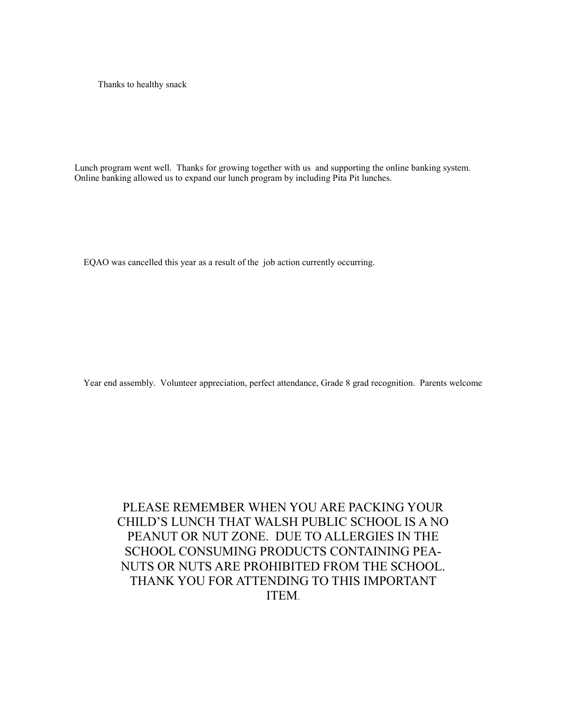Thanks to healthy snack

Lunch program went well. Thanks for growing together with us and supporting the online banking system. Online banking allowed us to expand our lunch program by including Pita Pit lunches.

EQAO was cancelled this year as a result of the job action currently occurring.

Year end assembly. Volunteer appreciation, perfect attendance, Grade 8 grad recognition. Parents welcome

PLEASE REMEMBER WHEN YOU ARE PACKING YOUR CHILD'S LUNCH THAT WALSH PUBLIC SCHOOL IS A NO PEANUT OR NUT ZONE. DUE TO ALLERGIES IN THE SCHOOL CONSUMING PRODUCTS CONTAINING PEANUTS OR NUTS ARE PROHIBITED FROM THE SCHOOL. THANK YOU FOR ATTENDING TO THIS IMPORTANT ITEM.